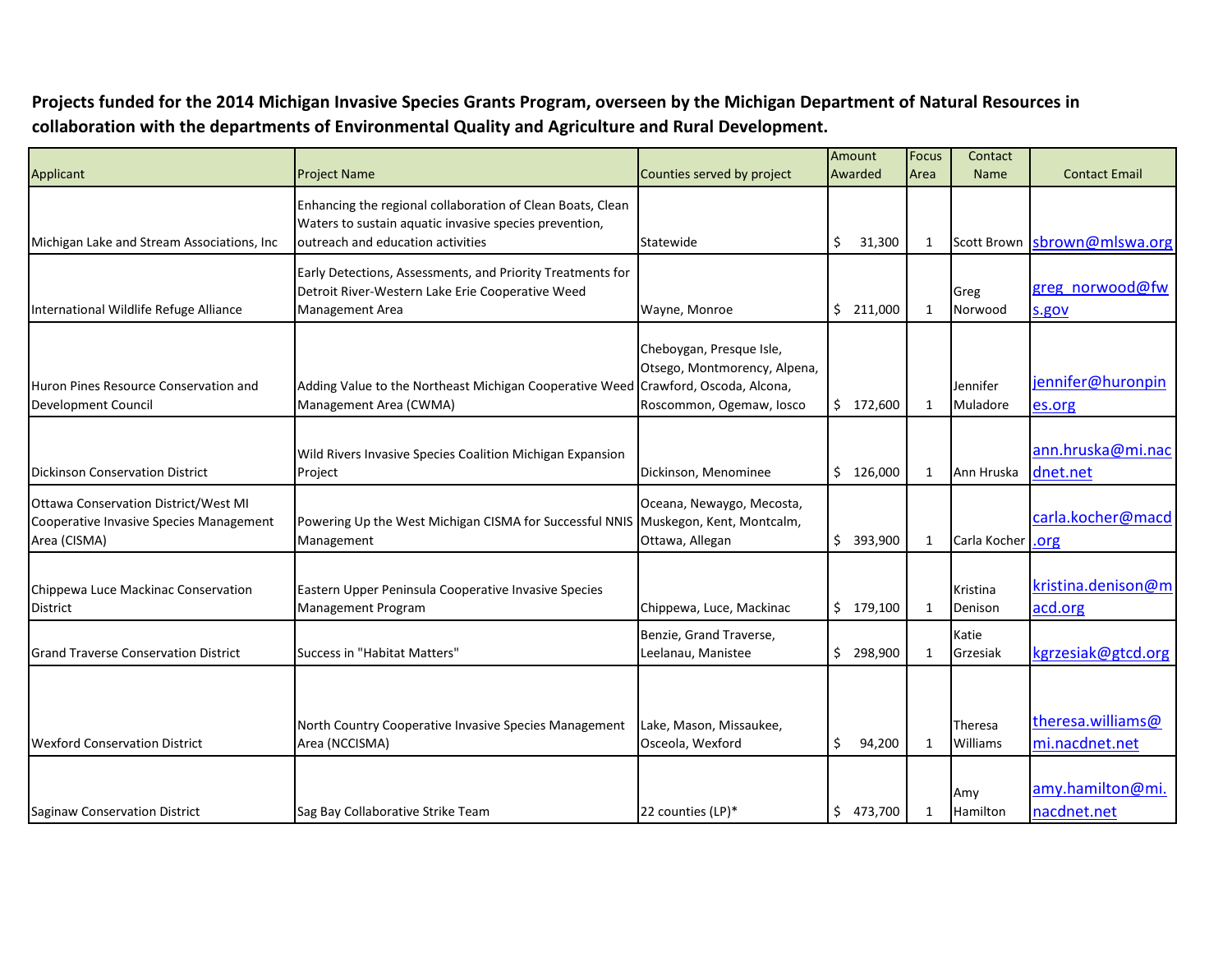**Projects funded for the 2014 Michigan Invasive Species Grants Program, overseen by the Michigan Department of Natural Resources in collaboration with the departments of Environmental Quality and Agriculture and Rural Development.**

| Applicant | Project Name | Counties served by project | Amount Awarded | Focus Area | Contact Name | Contact Email |
|---|---|---|---|---|---|---|
| Michigan Lake and Stream Associations, Inc | Enhancing the regional collaboration of Clean Boats, Clean Waters to sustain aquatic invasive species prevention, outreach and education activities | Statewide | $ 31,300 | 1 | Scott Brown | sbrown@mlswa.org |
| International Wildlife Refuge Alliance | Early Detections, Assessments, and Priority Treatments for Detroit River-Western Lake Erie Cooperative Weed Management Area | Wayne, Monroe | $ 211,000 | 1 | Greg Norwood | greg_norwood@fws.gov |
| Huron Pines Resource Conservation and Development Council | Adding Value to the Northeast Michigan Cooperative Weed Management Area (CWMA) | Cheboygan, Presque Isle, Otsego, Montmorency, Alpena, Crawford, Oscoda, Alcona, Roscommon, Ogemaw, Iosco | $ 172,600 | 1 | Jennifer Muladore | jennifer@huronpines.org |
| Dickinson Conservation District | Wild Rivers Invasive Species Coalition Michigan Expansion Project | Dickinson, Menominee | $ 126,000 | 1 | Ann Hruska | ann.hruska@mi.nacdnet.net |
| Ottawa Conservation District/West MI Cooperative Invasive Species Management Area (CISMA) | Powering Up the West Michigan CISMA for Successful NNIS Management | Oceana, Newaygo, Mecosta, Muskegon, Kent, Montcalm, Ottawa, Allegan | $ 393,900 | 1 | Carla Kocher | carla.kocher@macd.org |
| Chippewa Luce Mackinac Conservation District | Eastern Upper Peninsula Cooperative Invasive Species Management Program | Chippewa, Luce, Mackinac | $ 179,100 | 1 | Kristina Denison | kristina.denison@macd.org |
| Grand Traverse Conservation District | Success in "Habitat Matters" | Benzie, Grand Traverse, Leelanau, Manistee | $ 298,900 | 1 | Katie Grzesiak | kgrzesiak@gtcd.org |
| Wexford Conservation District | North Country Cooperative Invasive Species Management Area (NCCISMA) | Lake, Mason, Missaukee, Osceola, Wexford | $ 94,200 | 1 | Theresa Williams | theresa.williams@mi.nacdnet.net |
| Saginaw Conservation District | Sag Bay Collaborative Strike Team | 22 counties (LP)* | $ 473,700 | 1 | Amy Hamilton | amy.hamilton@mi.nacdnet.net |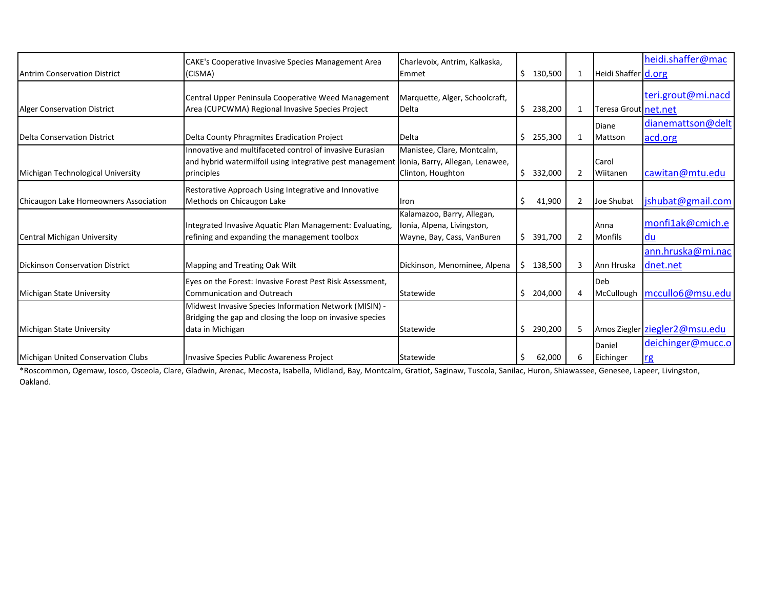| | | | | | | |
|---|---|---|---|---|---|---|
| Antrim Conservation District | CAKE's Cooperative Invasive Species Management Area (CISMA) | Charlevoix, Antrim, Kalkaska, Emmet | $ 130,500 | 1 | Heidi Shaffer | heidi.shaffer@macd.org |
| Alger Conservation District | Central Upper Peninsula Cooperative Weed Management Area (CUPCWMA) Regional Invasive Species Project | Marquette, Alger, Schoolcraft, Delta | $ 238,200 | 1 | Teresa Grout | teri.grout@mi.nacdnet.net |
| Delta Conservation District | Delta County Phragmites Eradication Project | Delta | $ 255,300 | 1 | Diane Mattson | dianemattson@deltacd.org |
| Michigan Technological University | Innovative and multifaceted control of invasive Eurasian and hybrid watermilfoil using integrative pest management principles | Manistee, Clare, Montcalm, Ionia, Barry, Allegan, Lenawee, Clinton, Houghton | $ 332,000 | 2 | Carol Wiitanen | cawitan@mtu.edu |
| Chicaugon Lake Homeowners Association | Restorative Approach Using Integrative and Innovative Methods on Chicaugon Lake | Iron | $ 41,900 | 2 | Joe Shubat | jshubat@gmail.com |
| Central Michigan University | Integrated Invasive Aquatic Plan Management: Evaluating, refining and expanding the management toolbox | Kalamazoo, Barry, Allegan, Ionia, Alpena, Livingston, Wayne, Bay, Cass, VanBuren | $ 391,700 | 2 | Anna Monfils | monfi1ak@cmich.edu |
| Dickinson Conservation District | Mapping and Treating Oak Wilt | Dickinson, Menominee, Alpena | $ 138,500 | 3 | Ann Hruska | ann.hruska@mi.nacdnet.net |
| Michigan State University | Eyes on the Forest: Invasive Forest Pest Risk Assessment, Communication and Outreach | Statewide | $ 204,000 | 4 | Deb McCullough | mccullo6@msu.edu |
| Michigan State University | Midwest Invasive Species Information Network (MISIN) - Bridging the gap and closing the loop on invasive species data in Michigan | Statewide | $ 290,200 | 5 | Amos Ziegler | ziegler2@msu.edu |
| Michigan United Conservation Clubs | Invasive Species Public Awareness Project | Statewide | $ 62,000 | 6 | Daniel Eichinger | deichinger@mucc.org |

*Roscommon, Ogemaw, Iosco, Osceola, Clare, Gladwin, Arenac, Mecosta, Isabella, Midland, Bay, Montcalm, Gratiot, Saginaw, Tuscola, Sanilac, Huron, Shiawassee, Genesee, Lapeer, Livingston, Oakland.